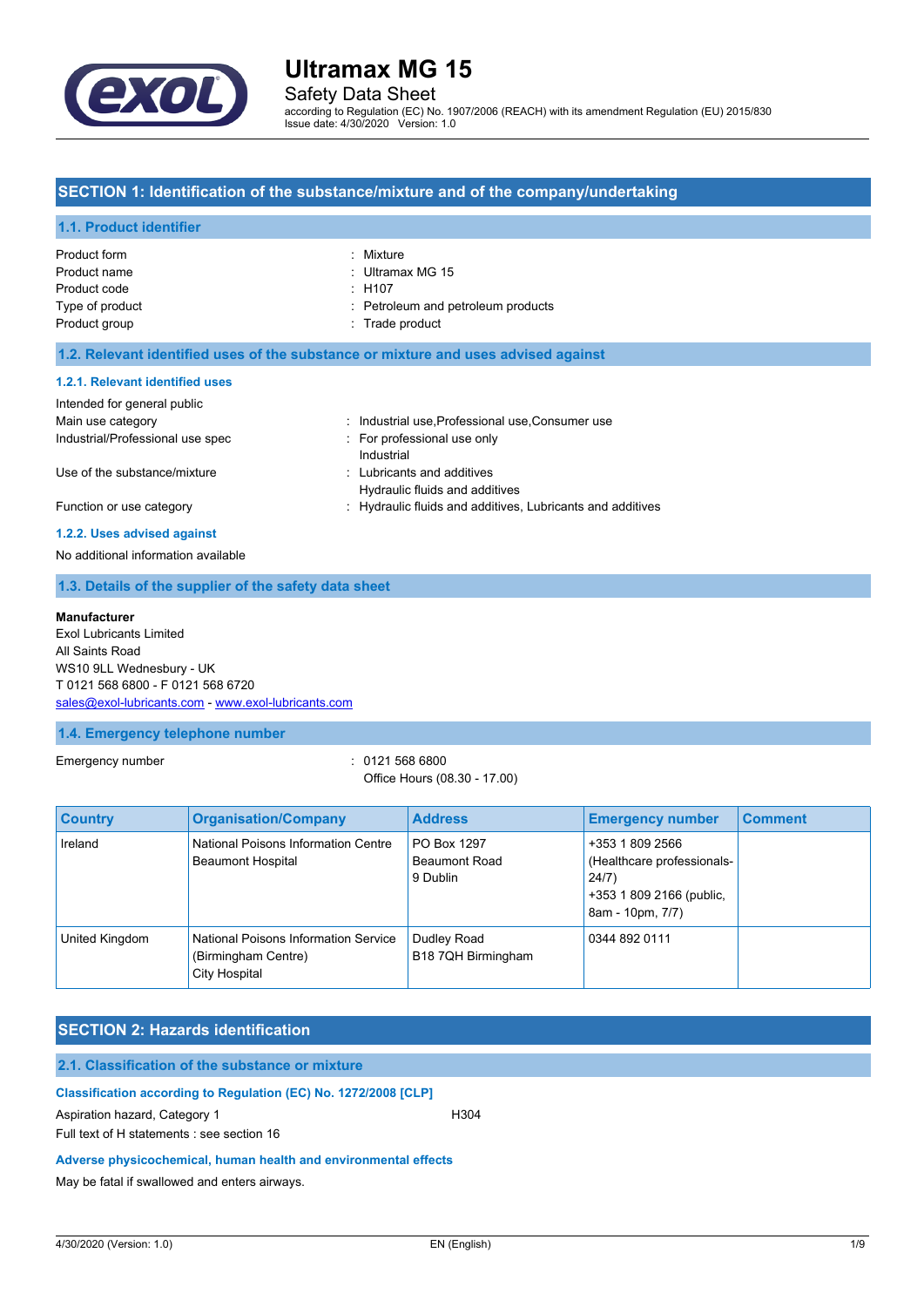# Ultramax MG 15

Safety Data Sheet

according to Regulation (EC) No. 1907/2006 (REACH) with its amendment Regulation (EU) 2015/830

Issue date: 4/30/2020 Version: 1.0

## SECTION 1: Identification of the substance/mixture and of the company/undertaking

### 1.1. Product identifier

| | |
|---|---|
| Product form | : Mixture |
| Product name | : Ultramax MG 15 |
| Product code | : H107 |
| Type of product | : Petroleum and petroleum products |
| Product group | : Trade product |

### 1.2. Relevant identified uses of the substance or mixture and uses advised against

#### 1.2.1. Relevant identified uses

Intended for general public

| | |
|---|---|
| Main use category | : Industrial use,Professional use,Consumer use |
| Industrial/Professional use spec | : For professional use only<br>Industrial |
| Use of the substance/mixture | : Lubricants and additives<br>Hydraulic fluids and additives |
| Function or use category | : Hydraulic fluids and additives, Lubricants and additives |

#### 1.2.2. Uses advised against

No additional information available

### 1.3. Details of the supplier of the safety data sheet

**Manufacturer**

Exol Lubricants Limited
All Saints Road
WS10 9LL Wednesbury - UK
T 0121 568 6800 - F 0121 568 6720
sales@exol-lubricants.com - www.exol-lubricants.com

### 1.4. Emergency telephone number

Emergency number : 0121 568 6800
Office Hours (08.30 - 17.00)

| Country | Organisation/Company | Address | Emergency number | Comment |
|---|---|---|---|---|
| Ireland | National Poisons Information Centre<br>Beaumont Hospital | PO Box 1297<br>Beaumont Road<br>9 Dublin | +353 1 809 2566 (Healthcare professionals-24/7)<br>+353 1 809 2166 (public, 8am - 10pm, 7/7) | |
| United Kingdom | National Poisons Information Service (Birmingham Centre)<br>City Hospital | Dudley Road<br>B18 7QH Birmingham | 0344 892 0111 | |

## SECTION 2: Hazards identification

### 2.1. Classification of the substance or mixture

#### Classification according to Regulation (EC) No. 1272/2008 [CLP]

Aspiration hazard, Category 1 H304

Full text of H statements : see section 16

#### Adverse physicochemical, human health and environmental effects

May be fatal if swallowed and enters airways.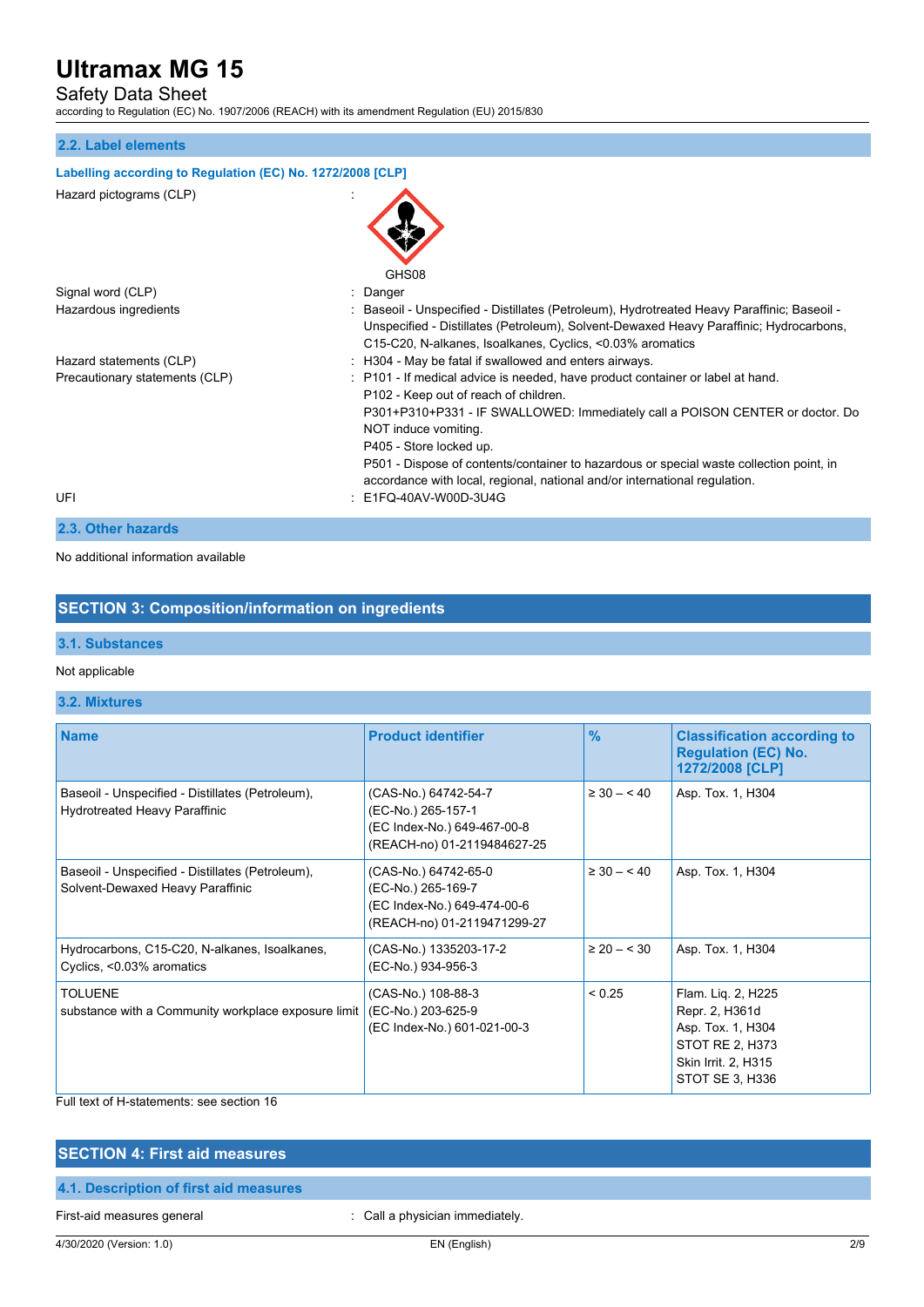### 2.2. Label elements

**Labelling according to Regulation (EC) No. 1272/2008 [CLP]**

Hazard pictograms (CLP) :

GHS08

Signal word (CLP) : Danger

Hazardous ingredients : Baseoil - Unspecified - Distillates (Petroleum), Hydrotreated Heavy Paraffinic; Baseoil - Unspecified - Distillates (Petroleum), Solvent-Dewaxed Heavy Paraffinic; Hydrocarbons, C15-C20, N-alkanes, Isoalkanes, Cyclics, <0.03% aromatics

Hazard statements (CLP) : H304 - May be fatal if swallowed and enters airways.

Precautionary statements (CLP) : P101 - If medical advice is needed, have product container or label at hand.
P102 - Keep out of reach of children.
P301+P310+P331 - IF SWALLOWED: Immediately call a POISON CENTER or doctor. Do NOT induce vomiting.
P405 - Store locked up.
P501 - Dispose of contents/container to hazardous or special waste collection point, in accordance with local, regional, national and/or international regulation.

UFI : E1FQ-40AV-W00D-3U4G

### 2.3. Other hazards

No additional information available

## SECTION 3: Composition/information on ingredients

### 3.1. Substances

Not applicable

### 3.2. Mixtures

| Name | Product identifier | % | Classification according to Regulation (EC) No. 1272/2008 [CLP] |
|---|---|---|---|
| Baseoil - Unspecified - Distillates (Petroleum), Hydrotreated Heavy Paraffinic | (CAS-No.) 64742-54-7<br>(EC-No.) 265-157-1<br>(EC Index-No.) 649-467-00-8<br>(REACH-no) 01-2119484627-25 | ≥ 30 – < 40 | Asp. Tox. 1, H304 |
| Baseoil - Unspecified - Distillates (Petroleum), Solvent-Dewaxed Heavy Paraffinic | (CAS-No.) 64742-65-0<br>(EC-No.) 265-169-7<br>(EC Index-No.) 649-474-00-6<br>(REACH-no) 01-2119471299-27 | ≥ 30 – < 40 | Asp. Tox. 1, H304 |
| Hydrocarbons, C15-C20, N-alkanes, Isoalkanes, Cyclics, <0.03% aromatics | (CAS-No.) 1335203-17-2<br>(EC-No.) 934-956-3 | ≥ 20 – < 30 | Asp. Tox. 1, H304 |
| TOLUENE<br>substance with a Community workplace exposure limit | (CAS-No.) 108-88-3<br>(EC-No.) 203-625-9<br>(EC Index-No.) 601-021-00-3 | < 0.25 | Flam. Liq. 2, H225<br>Repr. 2, H361d<br>Asp. Tox. 1, H304<br>STOT RE 2, H373<br>Skin Irrit. 2, H315<br>STOT SE 3, H336 |

Full text of H-statements: see section 16

## SECTION 4: First aid measures

### 4.1. Description of first aid measures

First-aid measures general : Call a physician immediately.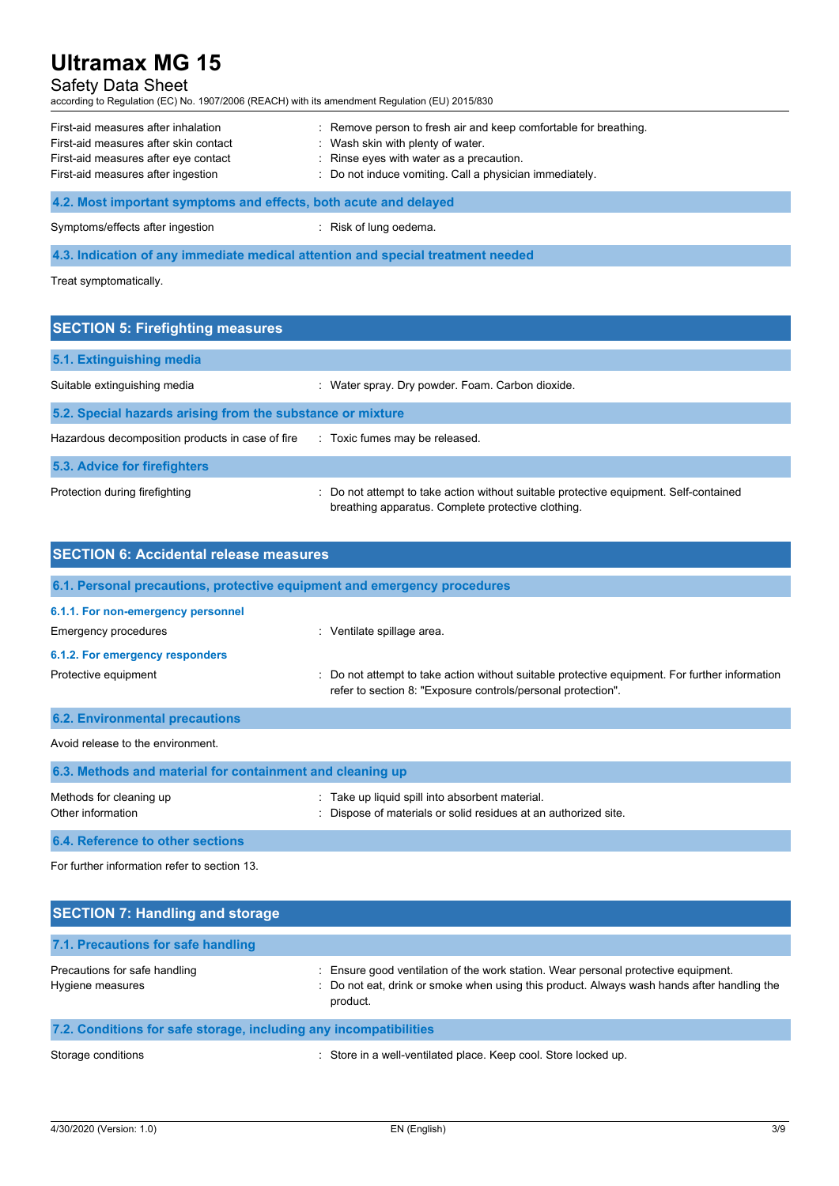First-aid measures after inhalation : Remove person to fresh air and keep comfortable for breathing.
First-aid measures after skin contact : Wash skin with plenty of water.
First-aid measures after eye contact : Rinse eyes with water as a precaution.
First-aid measures after ingestion : Do not induce vomiting. Call a physician immediately.

### 4.2. Most important symptoms and effects, both acute and delayed

Symptoms/effects after ingestion : Risk of lung oedema.

### 4.3. Indication of any immediate medical attention and special treatment needed

Treat symptomatically.

## SECTION 5: Firefighting measures

### 5.1. Extinguishing media

Suitable extinguishing media : Water spray. Dry powder. Foam. Carbon dioxide.

### 5.2. Special hazards arising from the substance or mixture

Hazardous decomposition products in case of fire : Toxic fumes may be released.

### 5.3. Advice for firefighters

Protection during firefighting : Do not attempt to take action without suitable protective equipment. Self-contained breathing apparatus. Complete protective clothing.

## SECTION 6: Accidental release measures

### 6.1. Personal precautions, protective equipment and emergency procedures

#### 6.1.1. For non-emergency personnel

Emergency procedures : Ventilate spillage area.

#### 6.1.2. For emergency responders

Protective equipment : Do not attempt to take action without suitable protective equipment. For further information refer to section 8: "Exposure controls/personal protection".

### 6.2. Environmental precautions

Avoid release to the environment.

### 6.3. Methods and material for containment and cleaning up

Methods for cleaning up : Take up liquid spill into absorbent material.
Other information : Dispose of materials or solid residues at an authorized site.

### 6.4. Reference to other sections

For further information refer to section 13.

## SECTION 7: Handling and storage

### 7.1. Precautions for safe handling

Precautions for safe handling : Ensure good ventilation of the work station. Wear personal protective equipment.
Hygiene measures : Do not eat, drink or smoke when using this product. Always wash hands after handling the product.

### 7.2. Conditions for safe storage, including any incompatibilities

Storage conditions : Store in a well-ventilated place. Keep cool. Store locked up.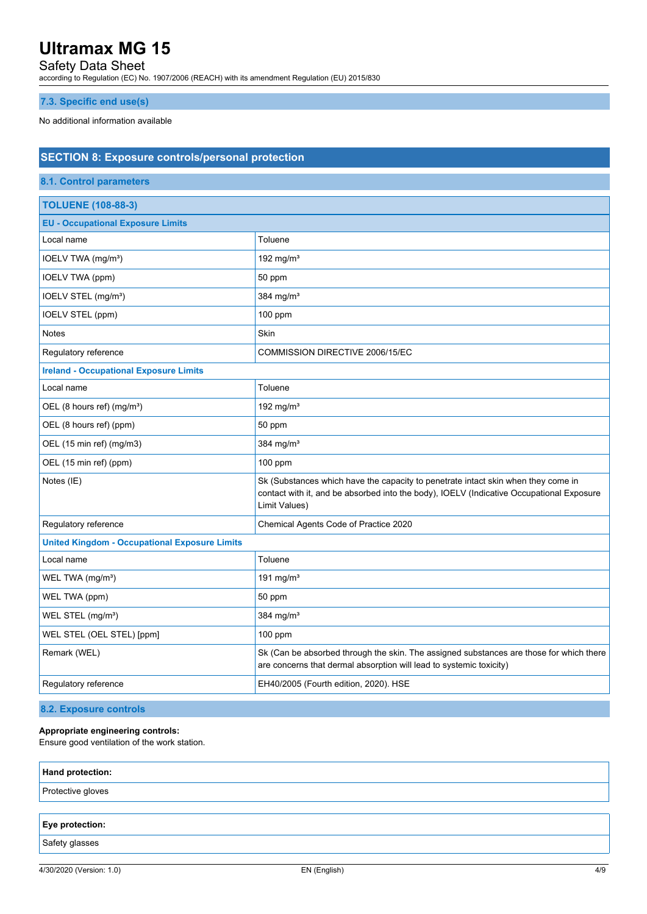### 7.3. Specific end use(s)

No additional information available

## SECTION 8: Exposure controls/personal protection

### 8.1. Control parameters

| TOLUENE (108-88-3) | |
|---|---|
| **EU - Occupational Exposure Limits** | |
| Local name | Toluene |
| IOELV TWA (mg/m³) | 192 mg/m³ |
| IOELV TWA (ppm) | 50 ppm |
| IOELV STEL (mg/m³) | 384 mg/m³ |
| IOELV STEL (ppm) | 100 ppm |
| Notes | Skin |
| Regulatory reference | COMMISSION DIRECTIVE 2006/15/EC |
| **Ireland - Occupational Exposure Limits** | |
| Local name | Toluene |
| OEL (8 hours ref) (mg/m³) | 192 mg/m³ |
| OEL (8 hours ref) (ppm) | 50 ppm |
| OEL (15 min ref) (mg/m3) | 384 mg/m³ |
| OEL (15 min ref) (ppm) | 100 ppm |
| Notes (IE) | Sk (Substances which have the capacity to penetrate intact skin when they come in contact with it, and be absorbed into the body), IOELV (Indicative Occupational Exposure Limit Values) |
| Regulatory reference | Chemical Agents Code of Practice 2020 |
| **United Kingdom - Occupational Exposure Limits** | |
| Local name | Toluene |
| WEL TWA (mg/m³) | 191 mg/m³ |
| WEL TWA (ppm) | 50 ppm |
| WEL STEL (mg/m³) | 384 mg/m³ |
| WEL STEL (OEL STEL) [ppm] | 100 ppm |
| Remark (WEL) | Sk (Can be absorbed through the skin. The assigned substances are those for which there are concerns that dermal absorption will lead to systemic toxicity) |
| Regulatory reference | EH40/2005 (Fourth edition, 2020). HSE |

### 8.2. Exposure controls

**Appropriate engineering controls:**
Ensure good ventilation of the work station.

| Hand protection: |
|---|
| Protective gloves |

| Eye protection: |
|---|
| Safety glasses |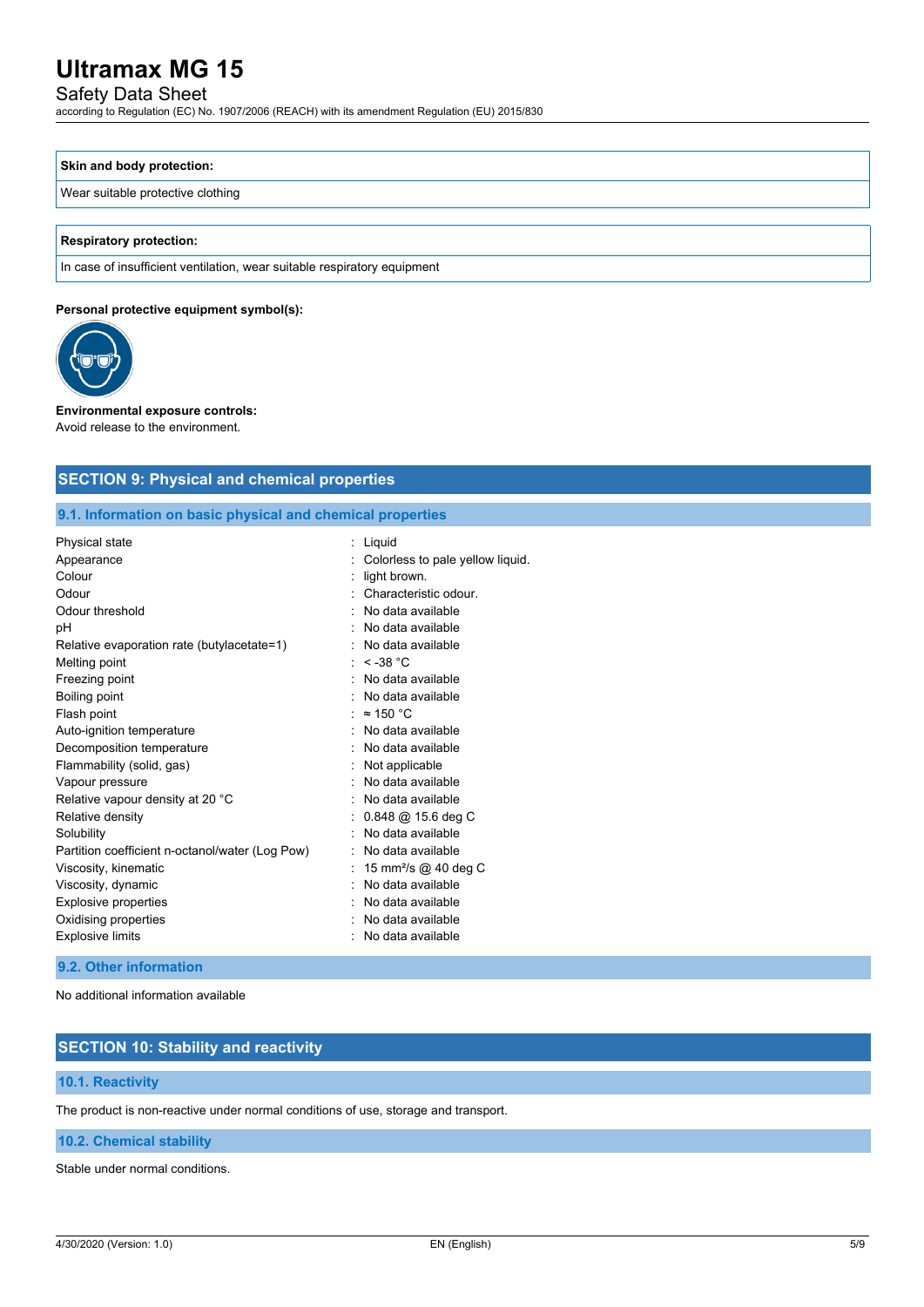| Skin and body protection: |
| --- |
| Wear suitable protective clothing |

| Respiratory protection: |
| --- |
| In case of insufficient ventilation, wear suitable respiratory equipment |

**Personal protective equipment symbol(s):**

**Environmental exposure controls:**
Avoid release to the environment.

## SECTION 9: Physical and chemical properties

### 9.1. Information on basic physical and chemical properties

| Property | Value |
| --- | --- |
| Physical state | : Liquid |
| Appearance | : Colorless to pale yellow liquid. |
| Colour | : light brown. |
| Odour | : Characteristic odour. |
| Odour threshold | : No data available |
| pH | : No data available |
| Relative evaporation rate (butylacetate=1) | : No data available |
| Melting point | : < -38 °C |
| Freezing point | : No data available |
| Boiling point | : No data available |
| Flash point | : ≈ 150 °C |
| Auto-ignition temperature | : No data available |
| Decomposition temperature | : No data available |
| Flammability (solid, gas) | : Not applicable |
| Vapour pressure | : No data available |
| Relative vapour density at 20 °C | : No data available |
| Relative density | : 0.848 @ 15.6 deg C |
| Solubility | : No data available |
| Partition coefficient n-octanol/water (Log Pow) | : No data available |
| Viscosity, kinematic | : 15 $mm^2/s$ @ 40 deg C |
| Viscosity, dynamic | : No data available |
| Explosive properties | : No data available |
| Oxidising properties | : No data available |
| Explosive limits | : No data available |

### 9.2. Other information

No additional information available

## SECTION 10: Stability and reactivity

### 10.1. Reactivity

The product is non-reactive under normal conditions of use, storage and transport.

### 10.2. Chemical stability

Stable under normal conditions.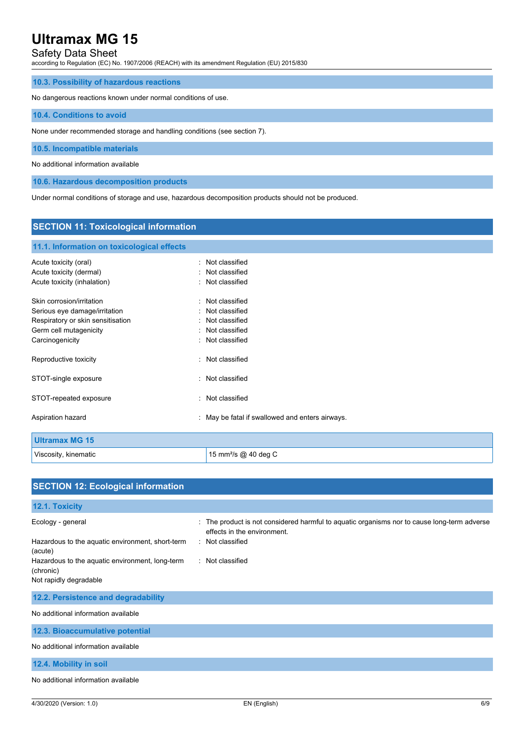### 10.3. Possibility of hazardous reactions

No dangerous reactions known under normal conditions of use.

### 10.4. Conditions to avoid

None under recommended storage and handling conditions (see section 7).

### 10.5. Incompatible materials

No additional information available

### 10.6. Hazardous decomposition products

Under normal conditions of storage and use, hazardous decomposition products should not be produced.

## SECTION 11: Toxicological information

### 11.1. Information on toxicological effects

Acute toxicity (oral) : Not classified
Acute toxicity (dermal) : Not classified
Acute toxicity (inhalation) : Not classified

Skin corrosion/irritation : Not classified
Serious eye damage/irritation : Not classified
Respiratory or skin sensitisation : Not classified
Germ cell mutagenicity : Not classified
Carcinogenicity : Not classified

Reproductive toxicity : Not classified

STOT-single exposure : Not classified

STOT-repeated exposure : Not classified

Aspiration hazard : May be fatal if swallowed and enters airways.

| Ultramax MG 15 | |
|---|---|
| Viscosity, kinematic | 15 mm²/s @ 40 deg C |

## SECTION 12: Ecological information

### 12.1. Toxicity

Ecology - general : The product is not considered harmful to aquatic organisms nor to cause long-term adverse effects in the environment.
Hazardous to the aquatic environment, short-term (acute) : Not classified
Hazardous to the aquatic environment, long-term (chronic) : Not classified
Not rapidly degradable

### 12.2. Persistence and degradability

No additional information available

### 12.3. Bioaccumulative potential

No additional information available

### 12.4. Mobility in soil

No additional information available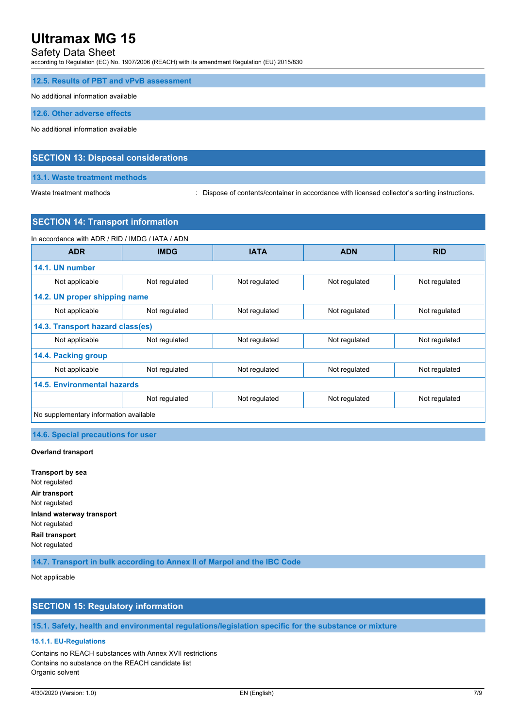### 12.5. Results of PBT and vPvB assessment

No additional information available

### 12.6. Other adverse effects

No additional information available

## SECTION 13: Disposal considerations

### 13.1. Waste treatment methods

Waste treatment methods : Dispose of contents/container in accordance with licensed collector's sorting instructions.

## SECTION 14: Transport information

In accordance with ADR / RID / IMDG / IATA / ADN

| ADR | IMDG | IATA | ADN | RID |
|---|---|---|---|---|
| **14.1. UN number** | | | | |
| Not applicable | Not regulated | Not regulated | Not regulated | Not regulated |
| **14.2. UN proper shipping name** | | | | |
| Not applicable | Not regulated | Not regulated | Not regulated | Not regulated |
| **14.3. Transport hazard class(es)** | | | | |
| Not applicable | Not regulated | Not regulated | Not regulated | Not regulated |
| **14.4. Packing group** | | | | |
| Not applicable | Not regulated | Not regulated | Not regulated | Not regulated |
| **14.5. Environmental hazards** | | | | |
| | Not regulated | Not regulated | Not regulated | Not regulated |
| No supplementary information available | | | | |

### 14.6. Special precautions for user

**Overland transport**

**Transport by sea**
Not regulated

**Air transport**
Not regulated

**Inland waterway transport**
Not regulated

**Rail transport**
Not regulated

### 14.7. Transport in bulk according to Annex II of Marpol and the IBC Code

Not applicable

## SECTION 15: Regulatory information

### 15.1. Safety, health and environmental regulations/legislation specific for the substance or mixture

#### 15.1.1. EU-Regulations

Contains no REACH substances with Annex XVII restrictions
Contains no substance on the REACH candidate list
Organic solvent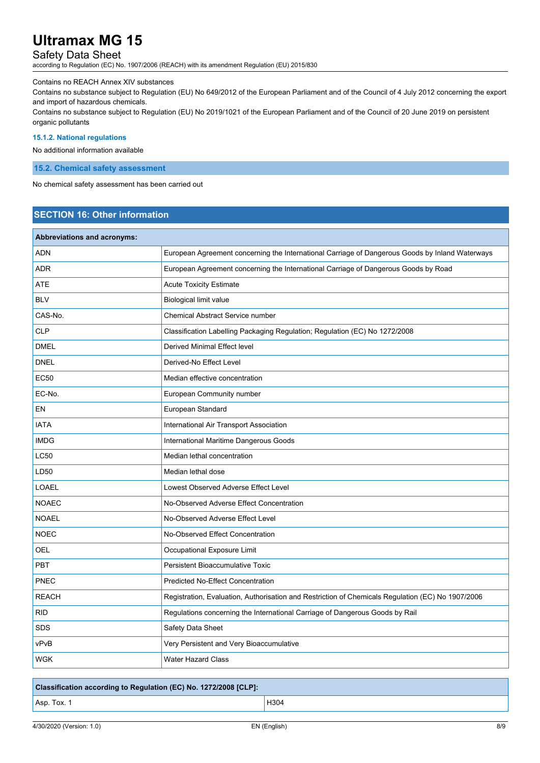Contains no REACH Annex XIV substances

Contains no substance subject to Regulation (EU) No 649/2012 of the European Parliament and of the Council of 4 July 2012 concerning the export and import of hazardous chemicals.

Contains no substance subject to Regulation (EU) No 2019/1021 of the European Parliament and of the Council of 20 June 2019 on persistent organic pollutants

#### 15.1.2. National regulations

No additional information available

### 15.2. Chemical safety assessment

No chemical safety assessment has been carried out

## SECTION 16: Other information

| Abbreviations and acronyms: | |
|---|---|
| ADN | European Agreement concerning the International Carriage of Dangerous Goods by Inland Waterways |
| ADR | European Agreement concerning the International Carriage of Dangerous Goods by Road |
| ATE | Acute Toxicity Estimate |
| BLV | Biological limit value |
| CAS-No. | Chemical Abstract Service number |
| CLP | Classification Labelling Packaging Regulation; Regulation (EC) No 1272/2008 |
| DMEL | Derived Minimal Effect level |
| DNEL | Derived-No Effect Level |
| EC50 | Median effective concentration |
| EC-No. | European Community number |
| EN | European Standard |
| IATA | International Air Transport Association |
| IMDG | International Maritime Dangerous Goods |
| LC50 | Median lethal concentration |
| LD50 | Median lethal dose |
| LOAEL | Lowest Observed Adverse Effect Level |
| NOAEC | No-Observed Adverse Effect Concentration |
| NOAEL | No-Observed Adverse Effect Level |
| NOEC | No-Observed Effect Concentration |
| OEL | Occupational Exposure Limit |
| PBT | Persistent Bioaccumulative Toxic |
| PNEC | Predicted No-Effect Concentration |
| REACH | Registration, Evaluation, Authorisation and Restriction of Chemicals Regulation (EC) No 1907/2006 |
| RID | Regulations concerning the International Carriage of Dangerous Goods by Rail |
| SDS | Safety Data Sheet |
| vPvB | Very Persistent and Very Bioaccumulative |
| WGK | Water Hazard Class |

| Classification according to Regulation (EC) No. 1272/2008 [CLP]: | |
|---|---|
| Asp. Tox. 1 | H304 |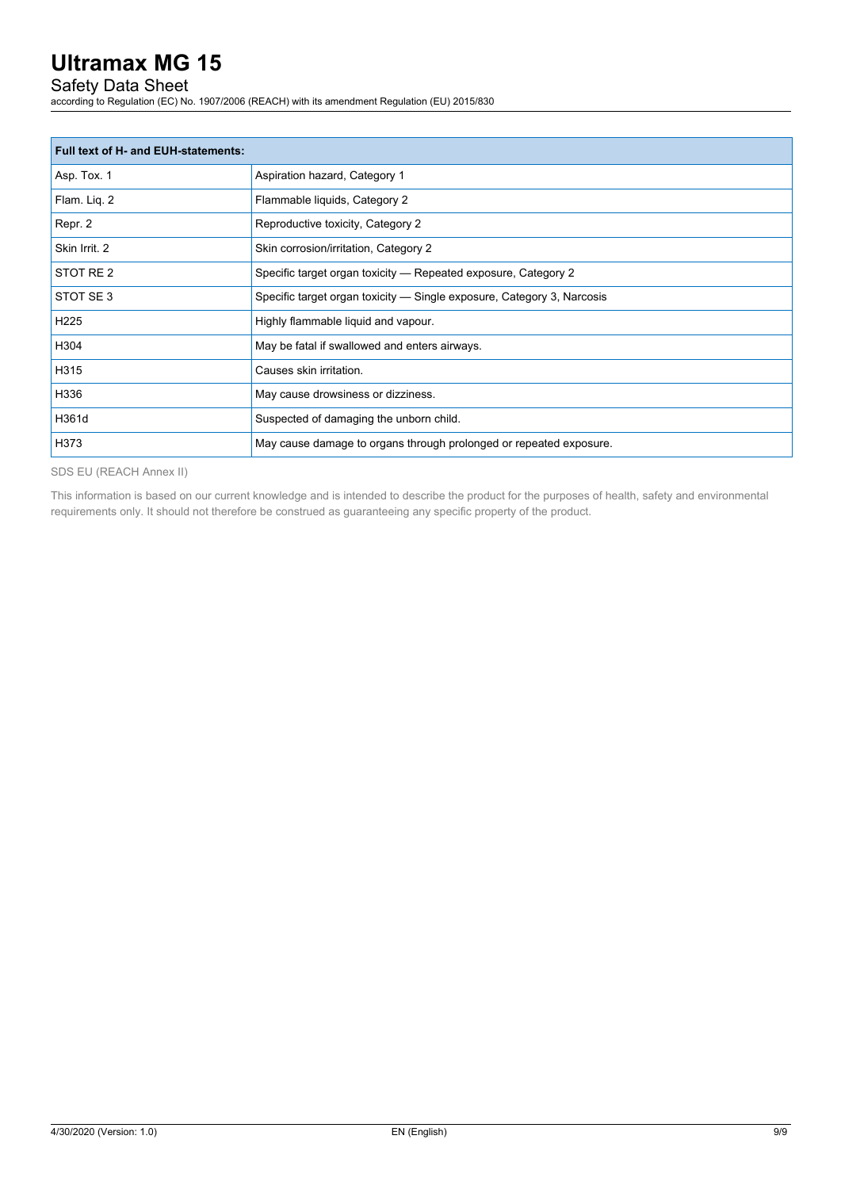| Full text of H- and EUH-statements: | |
|---|---|
| Asp. Tox. 1 | Aspiration hazard, Category 1 |
| Flam. Liq. 2 | Flammable liquids, Category 2 |
| Repr. 2 | Reproductive toxicity, Category 2 |
| Skin Irrit. 2 | Skin corrosion/irritation, Category 2 |
| STOT RE 2 | Specific target organ toxicity — Repeated exposure, Category 2 |
| STOT SE 3 | Specific target organ toxicity — Single exposure, Category 3, Narcosis |
| H225 | Highly flammable liquid and vapour. |
| H304 | May be fatal if swallowed and enters airways. |
| H315 | Causes skin irritation. |
| H336 | May cause drowsiness or dizziness. |
| H361d | Suspected of damaging the unborn child. |
| H373 | May cause damage to organs through prolonged or repeated exposure. |

SDS EU (REACH Annex II)

This information is based on our current knowledge and is intended to describe the product for the purposes of health, safety and environmental requirements only. It should not therefore be construed as guaranteeing any specific property of the product.